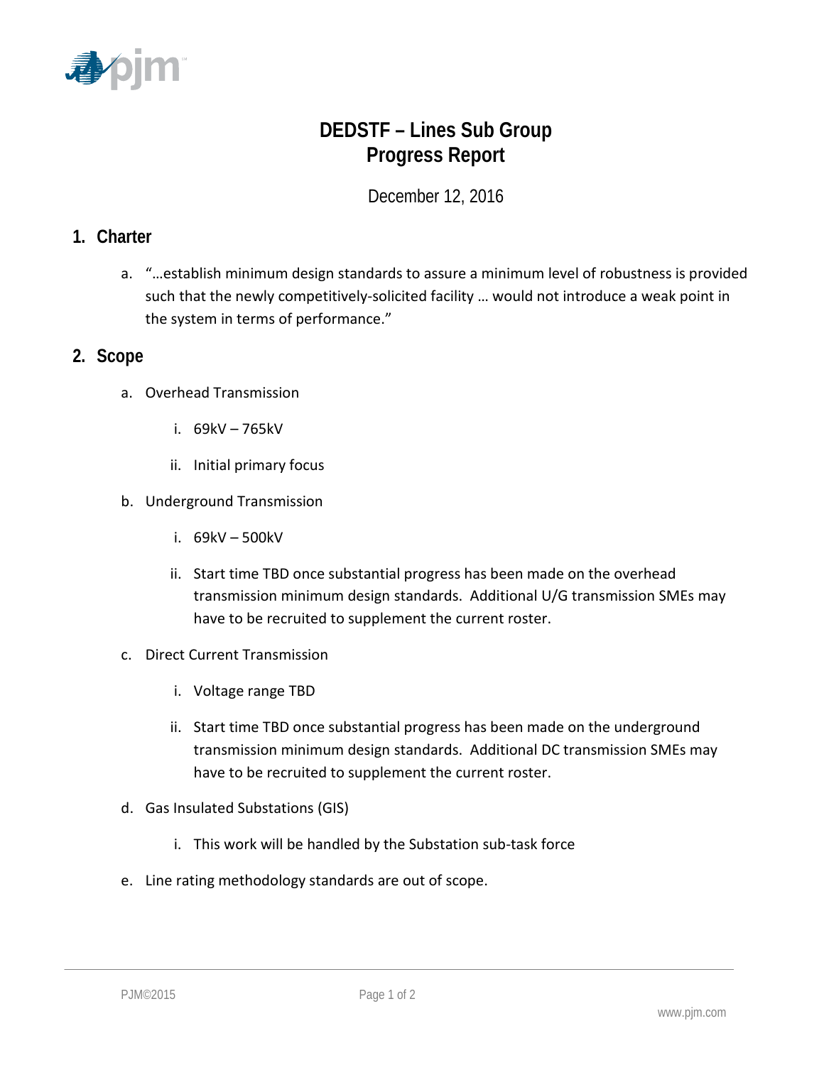# DEDSTF – Lines Sub Group
# Progress Report

December 12, 2016

## 1. Charter

a. "…establish minimum design standards to assure a minimum level of robustness is provided such that the newly competitively-solicited facility … would not introduce a weak point in the system in terms of performance."

## 2. Scope

a. Overhead Transmission

   i. 69kV – 765kV

   ii. Initial primary focus

b. Underground Transmission

   i. 69kV – 500kV

   ii. Start time TBD once substantial progress has been made on the overhead transmission minimum design standards. Additional U/G transmission SMEs may have to be recruited to supplement the current roster.

c. Direct Current Transmission

   i. Voltage range TBD

   ii. Start time TBD once substantial progress has been made on the underground transmission minimum design standards. Additional DC transmission SMEs may have to be recruited to supplement the current roster.

d. Gas Insulated Substations (GIS)

   i. This work will be handled by the Substation sub-task force

e. Line rating methodology standards are out of scope.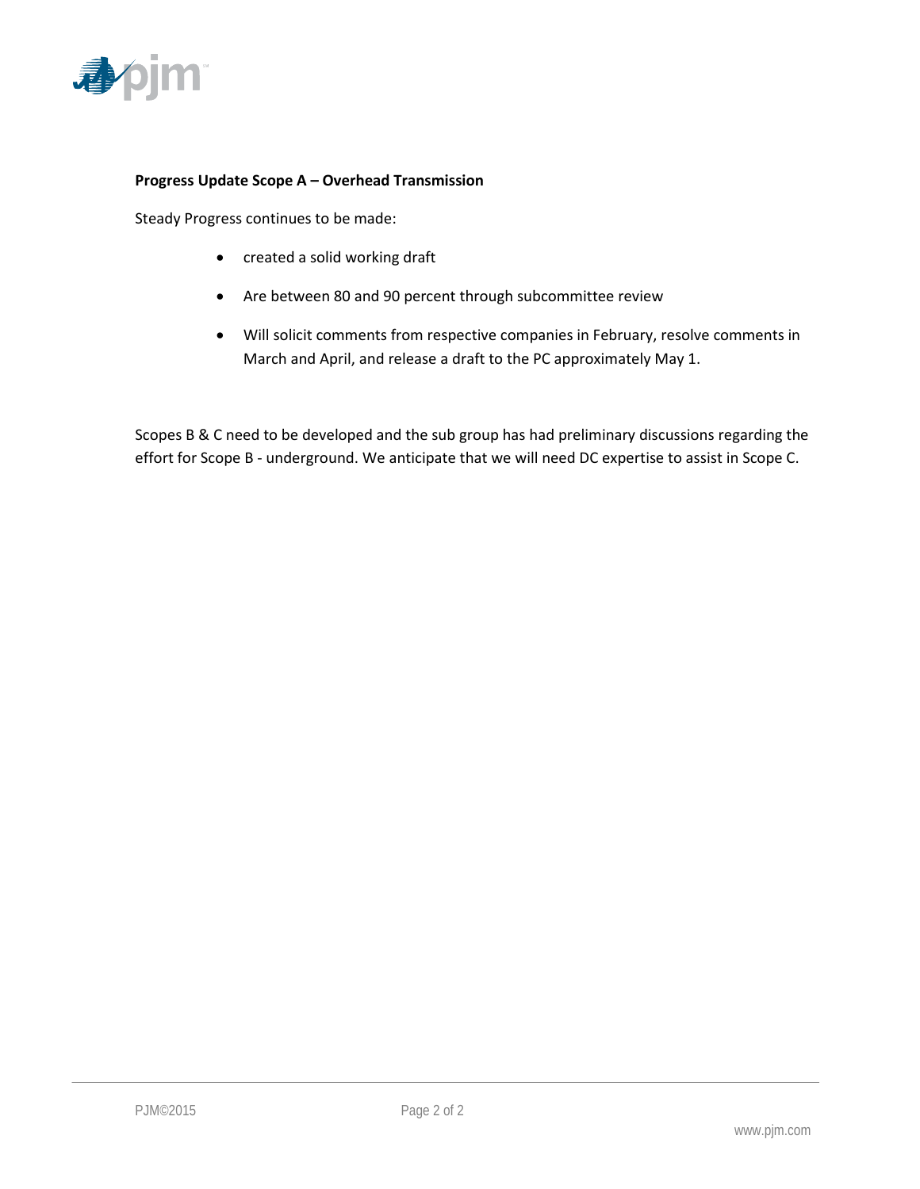**Progress Update Scope A – Overhead Transmission**

Steady Progress continues to be made:

- created a solid working draft
- Are between 80 and 90 percent through subcommittee review
- Will solicit comments from respective companies in February, resolve comments in March and April, and release a draft to the PC approximately May 1.

Scopes B & C need to be developed and the sub group has had preliminary discussions regarding the effort for Scope B - underground. We anticipate that we will need DC expertise to assist in Scope C.